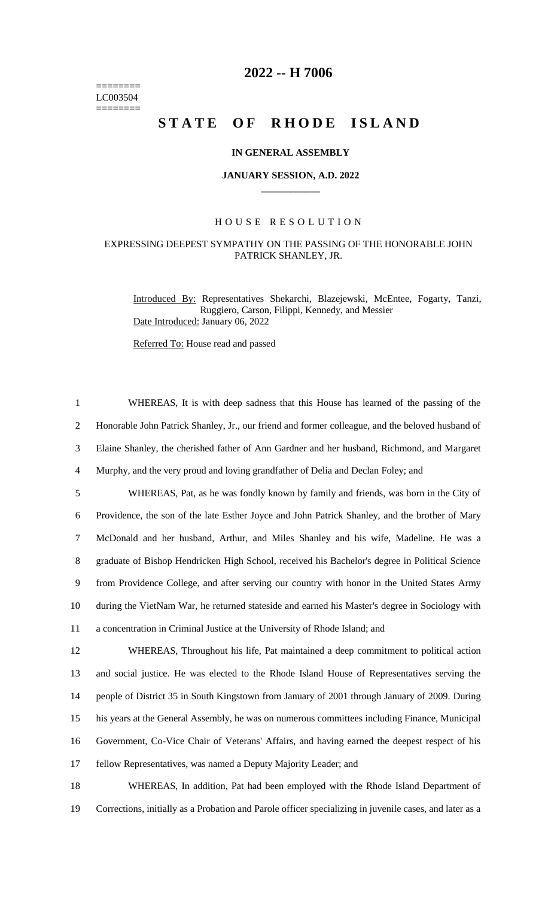========
LC003504
========

# 2022 -- H 7006

# STATE OF RHODE ISLAND

**IN GENERAL ASSEMBLY**

**JANUARY SESSION, A.D. 2022**

____________

HOUSE RESOLUTION

EXPRESSING DEEPEST SYMPATHY ON THE PASSING OF THE HONORABLE JOHN PATRICK SHANLEY, JR.

Introduced By: Representatives Shekarchi, Blazejewski, McEntee, Fogarty, Tanzi, Ruggiero, Carson, Filippi, Kennedy, and Messier

Date Introduced: January 06, 2022

Referred To: House read and passed

1 WHEREAS, It is with deep sadness that this House has learned of the passing of the
2 Honorable John Patrick Shanley, Jr., our friend and former colleague, and the beloved husband of
3 Elaine Shanley, the cherished father of Ann Gardner and her husband, Richmond, and Margaret
4 Murphy, and the very proud and loving grandfather of Delia and Declan Foley; and

5 WHEREAS, Pat, as he was fondly known by family and friends, was born in the City of
6 Providence, the son of the late Esther Joyce and John Patrick Shanley, and the brother of Mary
7 McDonald and her husband, Arthur, and Miles Shanley and his wife, Madeline. He was a
8 graduate of Bishop Hendricken High School, received his Bachelor's degree in Political Science
9 from Providence College, and after serving our country with honor in the United States Army
10 during the VietNam War, he returned stateside and earned his Master's degree in Sociology with
11 a concentration in Criminal Justice at the University of Rhode Island; and

12 WHEREAS, Throughout his life, Pat maintained a deep commitment to political action
13 and social justice. He was elected to the Rhode Island House of Representatives serving the
14 people of District 35 in South Kingstown from January of 2001 through January of 2009. During
15 his years at the General Assembly, he was on numerous committees including Finance, Municipal
16 Government, Co-Vice Chair of Veterans' Affairs, and having earned the deepest respect of his
17 fellow Representatives, was named a Deputy Majority Leader; and

18 WHEREAS, In addition, Pat had been employed with the Rhode Island Department of
19 Corrections, initially as a Probation and Parole officer specializing in juvenile cases, and later as a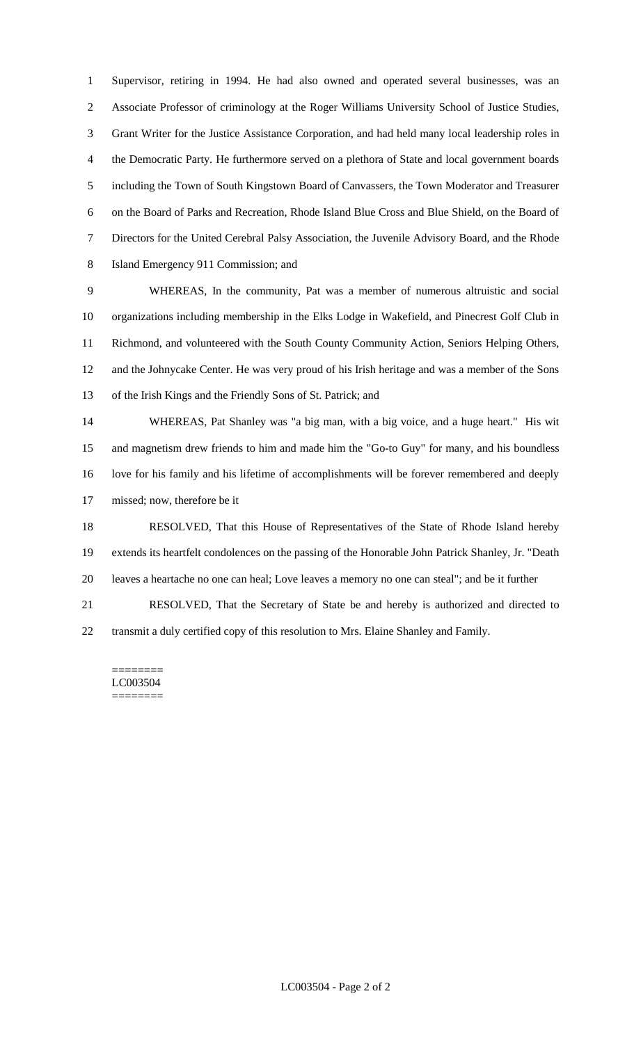Supervisor, retiring in 1994. He had also owned and operated several businesses, was an Associate Professor of criminology at the Roger Williams University School of Justice Studies, Grant Writer for the Justice Assistance Corporation, and had held many local leadership roles in the Democratic Party. He furthermore served on a plethora of State and local government boards including the Town of South Kingstown Board of Canvassers, the Town Moderator and Treasurer on the Board of Parks and Recreation, Rhode Island Blue Cross and Blue Shield, on the Board of Directors for the United Cerebral Palsy Association, the Juvenile Advisory Board, and the Rhode Island Emergency 911 Commission; and

WHEREAS, In the community, Pat was a member of numerous altruistic and social organizations including membership in the Elks Lodge in Wakefield, and Pinecrest Golf Club in Richmond, and volunteered with the South County Community Action, Seniors Helping Others, and the Johnycake Center. He was very proud of his Irish heritage and was a member of the Sons of the Irish Kings and the Friendly Sons of St. Patrick; and

WHEREAS, Pat Shanley was "a big man, with a big voice, and a huge heart." His wit and magnetism drew friends to him and made him the "Go-to Guy" for many, and his boundless love for his family and his lifetime of accomplishments will be forever remembered and deeply missed; now, therefore be it

RESOLVED, That this House of Representatives of the State of Rhode Island hereby extends its heartfelt condolences on the passing of the Honorable John Patrick Shanley, Jr. "Death leaves a heartache no one can heal; Love leaves a memory no one can steal"; and be it further

RESOLVED, That the Secretary of State be and hereby is authorized and directed to transmit a duly certified copy of this resolution to Mrs. Elaine Shanley and Family.

========
LC003504
========